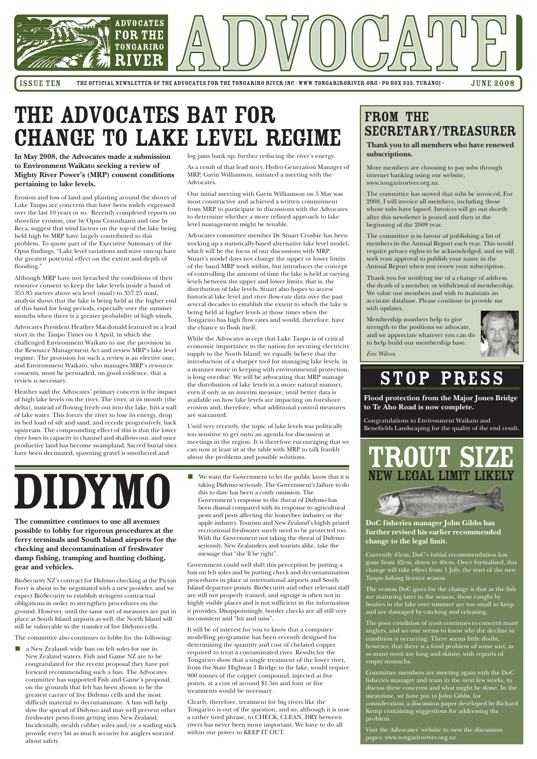# ADVOCATE

**ADVOCATES FOR THE TONGARIRO RIVER**

ISSUE TEN · THE OFFICIAL NEWSLETTER OF THE ADVOCATES FOR THE TONGARIRO RIVER INC · WWW.TONGARIRORIVER.ORG · PO BOX 335, TURANGI · JUNE 2008

## THE ADVOCATES BAT FOR CHANGE TO LAKE LEVEL REGIME

**In May 2008, the Advocates made a submission to Environment Waikato seeking a review of Mighty River Power's (MRP) consent conditions pertaining to lake levels.**

Erosion and loss of land and planting around the shores of Lake Taupo are concerns that have been widely expressed over the last 10 years or so. Recently completed reports on shoreline erosion, one by Opus Consultants and one by Beca, suggest that wind factors on the top of the lake being held high by MRP have largely contributed to this problem. To quote part of the Executive Summary of the Opus findings, "Lake level variations and wave run-up have the greatest potential effect on the extent and depth of flooding."

Although MRP have not breached the conditions of their resource consent to keep the lake levels inside a band of 355.85 metres above sea level (masl) to 357.25 masl, analysis shows that the lake is being held at the higher end of this band for long periods, especially over the summer months when there is a greater probability of high winds.

Advocates President Heather Macdonald featured in a lead story in the Taupo Times on 4 April, in which she challenged Environment Waikato to use the provision in the Resource Management Act and review MRP's lake level regime. The provision for such a review is an elective one, and Environment Waikato, who manages MRP's resource consents, must be persuaded, on good evidence, that a review is necessary.

Heather said the Advocates' primary concern is the impact of high lake levels on the river. The river, at its mouth (the delta), instead of flowing freely out into the lake, hits a wall of lake water. This forces the river to lose its energy, drop its bed load of silt and sand, and recede progressively, back upstream. The compounding effect of this is that the lower river loses its capacity to channel and shallows out, and once productive land has become swampland. Sacred burial sites have been decimated, spawning gravel is smothered and log jams bank up, further reducing the river's energy.

As a result of that lead story, Hydro Generation Manager of MRP, Gavin Williamson, initiated a meeting with the Advocates.

Our initial meeting with Gavin Williamson on 5 May was most constructive and achieved a written commitment from MRP to participate in discussions with the Advocates to determine whether a more refined approach to lake level management might be tenable.

Advocates committee member Dr Stuart Crosbie has been working up a statistically-based alternative lake level model, which will be the focus of our discussions with MRP. Stuart's model does not change the upper or lower limits of the band MRP work within, but introduces the concept of controlling the amount of time the lake is held at varying levels between the upper and lower limits; that is, the distribution of lake levels. Stuart also hopes to access historical lake level and river flow-rate data over the past several decades to establish the extent to which the lake is being held at higher levels at those times when the Tongariro has high flow rates and would, therefore, have the chance to flush itself.

While the Advocates accept that Lake Taupo is of critical economic importance to the nation for securing electricity supply to the North Island, we equally believe that the introduction of a sharper tool for managing lake levels, in a manner more in keeping with environmental protection, is long overdue. We will be advocating that MRP manage the distribution of lake levels in a more natural manner, even if only as an interim measure, until better data is available on how lake levels are impacting on foreshore erosion and, therefore, what additional control measures are warranted.

Until very recently, the topic of lake levels was politically too sensitive to get onto an agenda for discussion at meetings in the region. It is therefore encouraging that we can now at least sit at the table with MRP to talk frankly about the problems and possible solutions.

## DIDYMO

**The committee continues to use all avenues possible to lobby for rigorous procedures at the ferry terminals and South Island airports for the checking and decontamination of freshwater damp fishing, tramping and hunting clothing, gear and vehicles.**

BioSecurity NZ's contract for Didymo checking at the Picton Ferry is about to be negotiated with a new provider, and we expect BioSecurity to establish stringent contractual obligations in order to strengthen procedures on the ground. However, until the same sort of measures are put in place at South Island airports as well, the North Island will still be vulnerable to the transfer of live Didymo cells.

The committee also continues to lobby for the following:

- a New Zealand- wide ban on felt soles for use in New Zealand waters. Fish and Game NZ are to be congratulated for the recent proposal they have put forward recommending such a ban. The Advocates committee has supported Fish and Game's proposal, on the grounds that felt has been shown to be the greatest carrier of live Didymo cells and the most difficult material to decontaminate. A ban will help slow the spread of Didymo and may well prevent other freshwater pests from getting into New Zealand. Incidentally, stealth rubber soles and/or a wading stick provide every bit as much security for anglers worried about safety.
- We want the Government to let the public know that it is taking Didymo seriously. The Government's failure to do this to date has been a costly omission. The Government's response to the threat of Didymo has been dismal compared with its response to agricultural pests and pests affecting the honeybee industry or the apple industry. Tourism and New Zealand's highly prized recreational freshwater surely need to be protected too. With the Government not taking the threat of Didymo seriously, New Zealanders and tourists alike, take the message that "she'll be right".

Government could well shift this perception by putting a ban on felt soles and by putting check and decontamination procedures in place at international airports and South Island departure points. BioSecurity and other relevant staff are still not properly trained, and signage is often not in highly visible places and is not sufficient in the information it provides. Disappointingly, border checks are all still very inconsistent and "hit and miss".

It will be of interest for you to know that a computer-modelling programme has been recently designed for determining the quantity and cost of chelated copper required to treat a contaminated river. Results for the Tongariro show that a single treatment of the lower river, from the State Highway 1 Bridge to the lake, would require 900 tonnes of the copper compound, injected at five points, at a cost of around $1.5m and four or five treatments would be necessary.

Clearly, therefore, treatment for big rivers like the Tongariro is out of the question, and so, although it is now a rather tired phrase, to CHECK, CLEAN, DRY between rivers has never been more important. We have to do all within our power to KEEP IT OUT.

## FROM THE SECRETARY/TREASURER

**Thank you to all members who have renewed subscriptions.**

More members are choosing to pay subs through internet banking using our website, www.tongariroriver.org.nz.

The committee has moved that subs be invoiced. For 2008, I will invoice all members, including those whose subs have lapsed. Invoices will go out shortly after this newsletter is posted and then at the beginning of the 2009 year.

The committee is in favour of publishing a list of members in the Annual Report each year. This would require privacy rights to be acknowledged, and we will seek your approval to publish your name in the Annual Report when you renew your subscription.

Thank you for notifying me of a change of address, the death of a member, or withdrawal of membership. We value our members and wish to maintain an accurate database. Please continue to provide me with updates.

Membership numbers help to give strength to the positions we advocate, and we appreciate whatever you can do to help build our membership base.

*Eric Wilson*

## STOP PRESS

**Flood protection from the Major Jones Bridge to Te Aho Road is now complete.**

Congratulations to Environment Waikato and Benefields Landscaping for the quality of the end result.

## TROUT SIZE
### NEW LEGAL LIMIT LIKELY

**DoC fisheries manager John Gibbs has further revised his earlier recommended change to the legal limit.**

Currently 45cm, DoC's initial recommendation has gone from 42cm, down to 40cm. Once formalised, this change will take effect from 1 July, the start of the new Taupo fishing licence season.

The reason DoC gives for the change is that as the fish are maturing later in the season, those caught by boaties in the lake over summer are too small to keep and are damaged by catching and releasing.

The poor condition of trout continues to concern many anglers, and no one seems to know why the decline in condition is occurring. There seems little doubt, however, that there is a food problem of some sort, as so many trout are long and skinny, with reports of empty stomachs.

Committee members are meeting again with the DoC fisheries manager and team in the next few weeks, to discuss these concerns and what might be done. In the meantime, we have put to John Gibbs, for consideration, a discussion paper developed by Richard Kemp containing suggestions for addressing the problem.

Visit the Advocates' website to view the discussion paper, www.tongariroriver.org.nz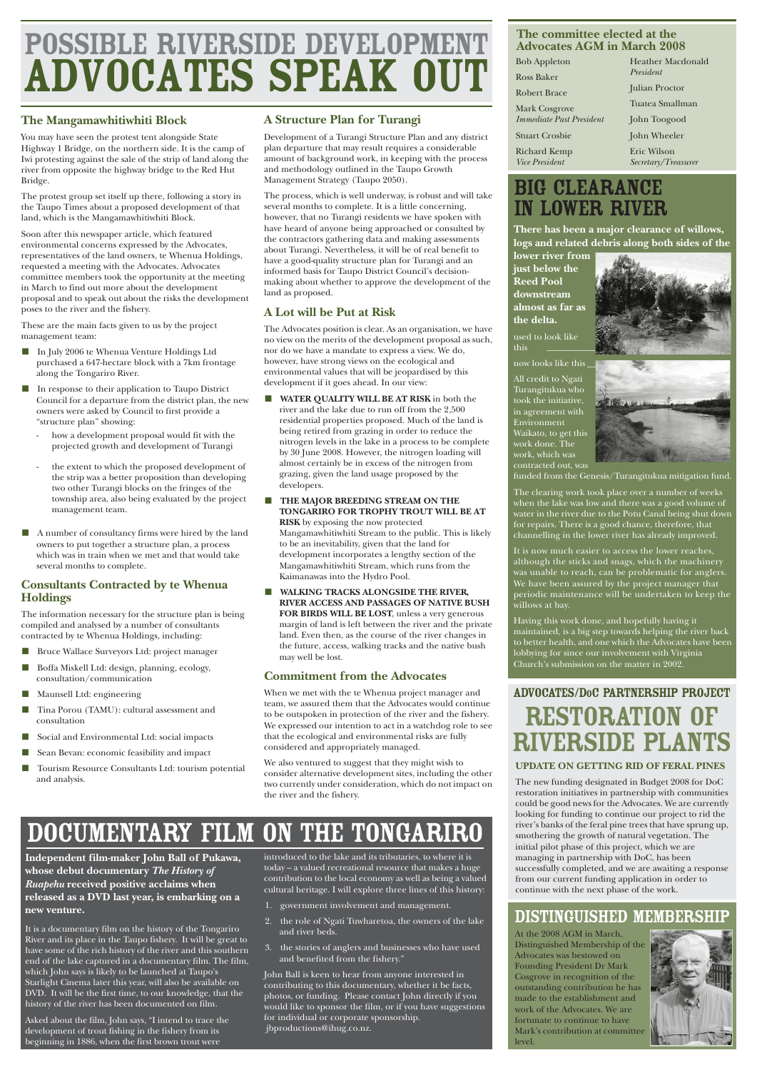# POSSIBLE RIVERSIDE DEVELOPMENT
# ADVOCATES SPEAK OUT

## The Mangamawhitiwhiti Block

You may have seen the protest tent alongside State Highway 1 Bridge, on the northern side. It is the camp of Iwi protesting against the sale of the strip of land along the river from opposite the highway bridge to the Red Hut Bridge.

The protest group set itself up there, following a story in the Taupo Times about a proposed development of that land, which is the Mangamawhitiwhiti Block.

Soon after this newspaper article, which featured environmental concerns expressed by the Advocates, representatives of the land owners, te Whenua Holdings, requested a meeting with the Advocates. Advocates committee members took the opportunity at the meeting in March to find out more about the development proposal and to speak out about the risks the development poses to the river and the fishery.

These are the main facts given to us by the project management team:

- In July 2006 te Whenua Venture Holdings Ltd purchased a 647-hectare block with a 7km frontage along the Tongariro River.
- In response to their application to Taupo District Council for a departure from the district plan, the new owners were asked by Council to first provide a "structure plan" showing:
  - how a development proposal would fit with the projected growth and development of Turangi
  - the extent to which the proposed development of the strip was a better proposition than developing two other Turangi blocks on the fringes of the township area, also being evaluated by the project management team.
- A number of consultancy firms were hired by the land owners to put together a structure plan, a process which was in train when we met and that would take several months to complete.

## Consultants Contracted by te Whenua Holdings

The information necessary for the structure plan is being compiled and analysed by a number of consultants contracted by te Whenua Holdings, including:

- Bruce Wallace Surveyors Ltd: project manager
- Boffa Miskell Ltd: design, planning, ecology, consultation/communication
- Maunsell Ltd: engineering
- Tina Porou (TAMU): cultural assessment and consultation
- Social and Environmental Ltd: social impacts
- Sean Bevan: economic feasibility and impact
- Tourism Resource Consultants Ltd: tourism potential and analysis.

## A Structure Plan for Turangi

Development of a Turangi Structure Plan and any district plan departure that may result requires a considerable amount of background work, in keeping with the process and methodology outlined in the Taupo Growth Management Strategy (Taupo 2050).

The process, which is well underway, is robust and will take several months to complete. It is a little concerning, however, that no Turangi residents we have spoken with have heard of anyone being approached or consulted by the contractors gathering data and making assessments about Turangi. Nevertheless, it will be of real benefit to have a good-quality structure plan for Turangi and an informed basis for Taupo District Council's decision-making about whether to approve the development of the land as proposed.

## A Lot will be Put at Risk

The Advocates position is clear. As an organisation, we have no view on the merits of the development proposal as such, nor do we have a mandate to express a view. We do, however, have strong views on the ecological and environmental values that will be jeopardised by this development if it goes ahead. In our view:

- **WATER QUALITY WILL BE AT RISK** in both the river and the lake due to run off from the 2,500 residential properties proposed. Much of the land is being retired from grazing in order to reduce the nitrogen levels in the lake in a process to be complete by 30 June 2008. However, the nitrogen loading will almost certainly be in excess of the nitrogen from grazing, given the land usage proposed by the developers.
- **THE MAJOR BREEDING STREAM ON THE TONGARIRO FOR TROPHY TROUT WILL BE AT RISK** by exposing the now protected Mangamawhitiwhiti Stream to the public. This is likely to be an inevitability, given that the land for development incorporates a lengthy section of the Mangamawhitiwhiti Stream, which runs from the Kaimanawas into the Hydro Pool.
- **WALKING TRACKS ALONGSIDE THE RIVER, RIVER ACCESS AND PASSAGES OF NATIVE BUSH FOR BIRDS WILL BE LOST**, unless a very generous margin of land is left between the river and the private land. Even then, as the course of the river changes in the future, access, walking tracks and the native bush may well be lost.

## Commitment from the Advocates

When we met with the te Whenua project manager and team, we assured them that the Advocates would continue to be outspoken in protection of the river and the fishery. We expressed our intention to act in a watchdog role to see that the ecological and environmental risks are fully considered and appropriately managed.

We also ventured to suggest that they might wish to consider alternative development sites, including the other two currently under consideration, which do not impact on the river and the fishery.

## The committee elected at the Advocates AGM in March 2008

Bob Appleton
Ross Baker
Robert Brace
Mark Cosgrove, *Immediate Past President*
Stuart Crosbie
Richard Kemp, *Vice President*
Heather Macdonald, *President*
Julian Proctor
Tuatea Smallman
John Toogood
John Wheeler
Eric Wilson, *Secretary/Treasurer*

# BIG CLEARANCE IN LOWER RIVER

**There has been a major clearance of willows, logs and related debris along both sides of the lower river from just below the Reed Pool downstream almost as far as the delta.**

used to look like this

now looks like this

All credit to Ngati Turangitukua who took the initiative, in agreement with Environment Waikato, to get this work done. The work, which was contracted out, was funded from the Genesis/Turangitukua mitigation fund.

The clearing work took place over a number of weeks when the lake was low and there was a good volume of water in the river due to the Potu Canal being shut down for repairs. There is a good chance, therefore, that channelling in the lower river has already improved.

It is now much easier to access the lower reaches, although the sticks and snags, which the machinery was unable to reach, can be problematic for anglers. We have been assured by the project manager that periodic maintenance will be undertaken to keep the willows at bay.

Having this work done, and hopefully having it maintained, is a big step towards helping the river back to better health, and one which the Advocates have been lobbying for since our involvement with Virginia Church's submission on the matter in 2002.

## ADVOCATES/DoC PARTNERSHIP PROJECT
# RESTORATION OF RIVERSIDE PLANTS

### UPDATE ON GETTING RID OF FERAL PINES

The new funding designated in Budget 2008 for DoC restoration initiatives in partnership with communities could be good news for the Advocates. We are currently looking for funding to continue our project to rid the river's banks of the feral pine trees that have sprung up, smothering the growth of natural vegetation. The initial pilot phase of this project, which we are managing in partnership with DoC, has been successfully completed, and we are awaiting a response from our current funding application in order to continue with the next phase of the work.

# DISTINGUISHED MEMBERSHIP

At the 2008 AGM in March, Distinguished Membership of the Advocates was bestowed on Founding President Dr Mark Cosgrove in recognition of the outstanding contribution he has made to the establishment and work of the Advocates. We are fortunate to continue to have Mark's contribution at committee level.

# DOCUMENTARY FILM ON THE TONGARIRO

**Independent film-maker John Ball of Pukawa, whose debut documentary *The History of Ruapehu* received positive acclaims when released as a DVD last year, is embarking on a new venture.**

It is a documentary film on the history of the Tongariro River and its place in the Taupo fishery. It will be great to have some of the rich history of the river and this southern end of the lake captured in a documentary film. The film, which John says is likely to be launched at Taupo's Starlight Cinema later this year, will also be available on DVD. It will be the first time, to our knowledge, that the history of the river has been documented on film.

Asked about the film, John says, "I intend to trace the development of trout fishing in the fishery from its beginning in 1886, when the first brown trout were introduced to the lake and its tributaries, to where it is today – a valued recreational resource that makes a huge contribution to the local economy as well as being a valued cultural heritage. I will explore three lines of this history:

1. government involvement and management.
2. the role of Ngati Tuwharetoa, the owners of the lake and river beds.
3. the stories of anglers and businesses who have used and benefited from the fishery."

John Ball is keen to hear from anyone interested in contributing to this documentary, whether it be facts, photos, or funding. Please contact John directly if you would like to sponsor the film, or if you have suggestions for individual or corporate sponsorship. jbproductions@ihug.co.nz.